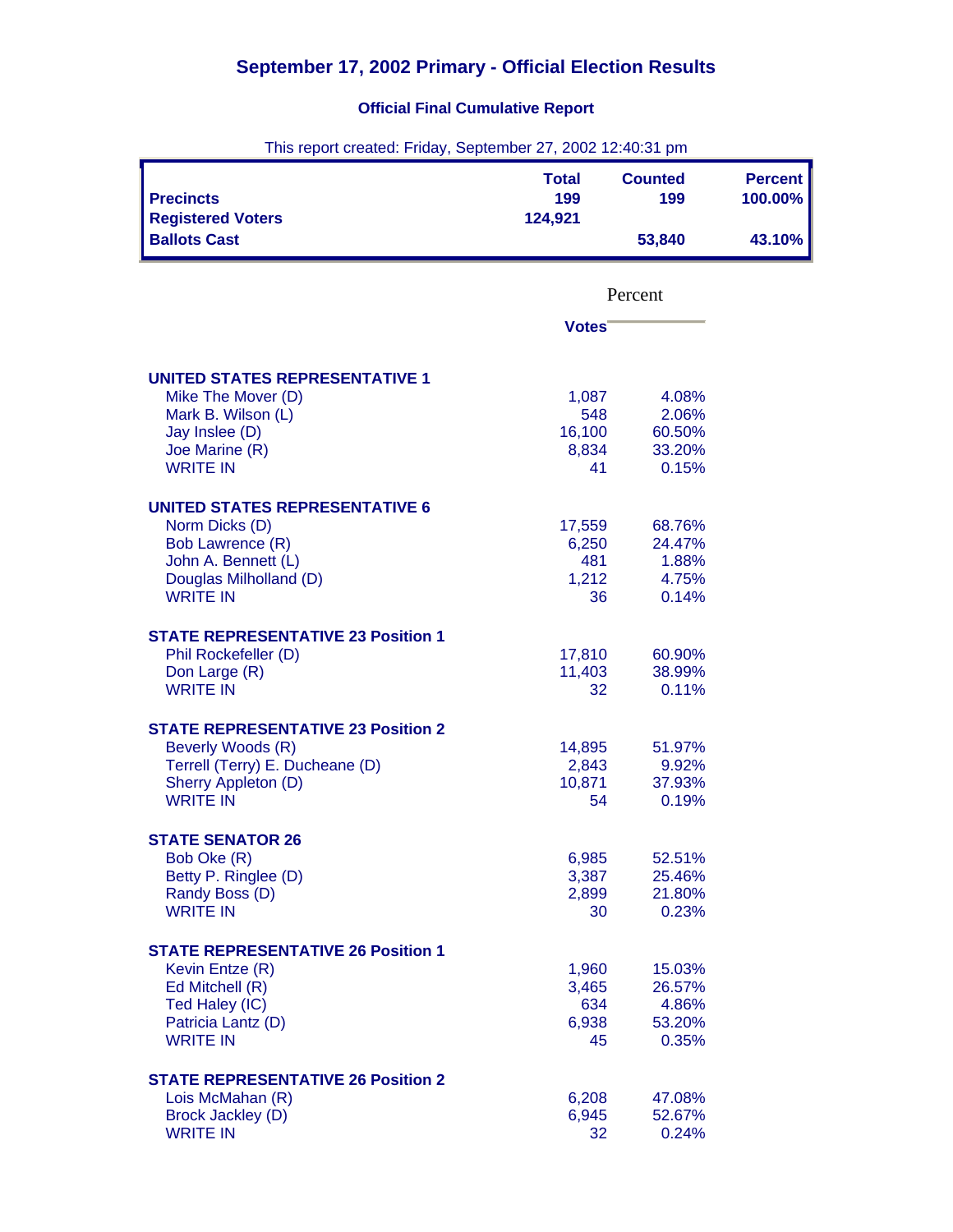# September 17, 2002 Primary - Official Election Results

## Official Final Cumulative Report

This report created: Friday, September 27, 2002 12:40:31 pm

| | Total | Counted | Percent |
|---|---|---|---|
| **Precincts** | 199 | 199 | 100.00% |
| **Registered Voters** | 124,921 | | |
| **Ballots Cast** | | 53,840 | 43.10% |

| | Votes | Percent |
|---|---|---|
| **UNITED STATES REPRESENTATIVE 1** | | |
| Mike The Mover (D) | 1,087 | 4.08% |
| Mark B. Wilson (L) | 548 | 2.06% |
| Jay Inslee (D) | 16,100 | 60.50% |
| Joe Marine (R) | 8,834 | 33.20% |
| WRITE IN | 41 | 0.15% |
| **UNITED STATES REPRESENTATIVE 6** | | |
| Norm Dicks (D) | 17,559 | 68.76% |
| Bob Lawrence (R) | 6,250 | 24.47% |
| John A. Bennett (L) | 481 | 1.88% |
| Douglas Milholland (D) | 1,212 | 4.75% |
| WRITE IN | 36 | 0.14% |
| **STATE REPRESENTATIVE 23 Position 1** | | |
| Phil Rockefeller (D) | 17,810 | 60.90% |
| Don Large (R) | 11,403 | 38.99% |
| WRITE IN | 32 | 0.11% |
| **STATE REPRESENTATIVE 23 Position 2** | | |
| Beverly Woods (R) | 14,895 | 51.97% |
| Terrell (Terry) E. Ducheane (D) | 2,843 | 9.92% |
| Sherry Appleton (D) | 10,871 | 37.93% |
| WRITE IN | 54 | 0.19% |
| **STATE SENATOR 26** | | |
| Bob Oke (R) | 6,985 | 52.51% |
| Betty P. Ringlee (D) | 3,387 | 25.46% |
| Randy Boss (D) | 2,899 | 21.80% |
| WRITE IN | 30 | 0.23% |
| **STATE REPRESENTATIVE 26 Position 1** | | |
| Kevin Entze (R) | 1,960 | 15.03% |
| Ed Mitchell (R) | 3,465 | 26.57% |
| Ted Haley (IC) | 634 | 4.86% |
| Patricia Lantz (D) | 6,938 | 53.20% |
| WRITE IN | 45 | 0.35% |
| **STATE REPRESENTATIVE 26 Position 2** | | |
| Lois McMahan (R) | 6,208 | 47.08% |
| Brock Jackley (D) | 6,945 | 52.67% |
| WRITE IN | 32 | 0.24% |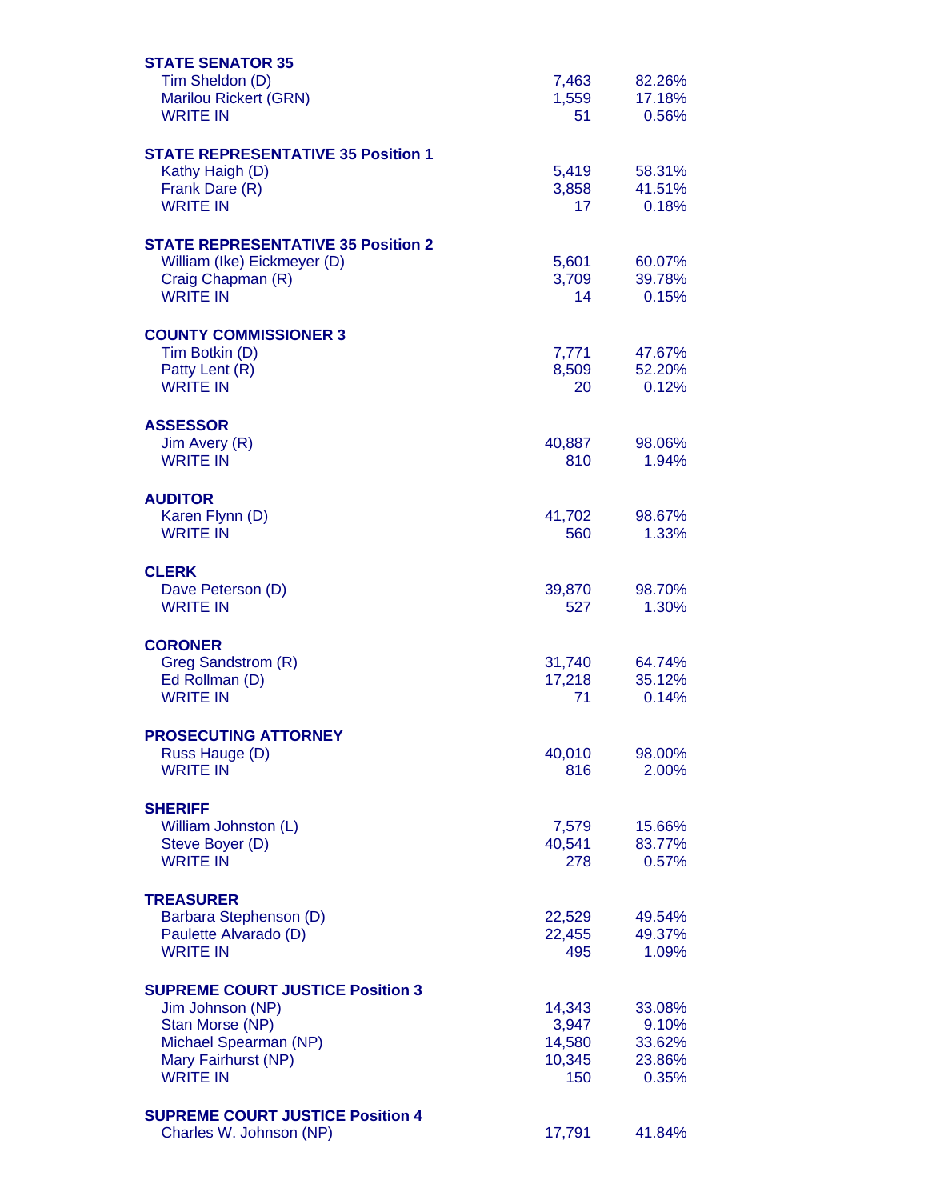**STATE SENATOR 35**

| | | |
|---|---|---|
| Tim Sheldon (D) | 7,463 | 82.26% |
| Marilou Rickert (GRN) | 1,559 | 17.18% |
| WRITE IN | 51 | 0.56% |

**STATE REPRESENTATIVE 35 Position 1**

| | | |
|---|---|---|
| Kathy Haigh (D) | 5,419 | 58.31% |
| Frank Dare (R) | 3,858 | 41.51% |
| WRITE IN | 17 | 0.18% |

**STATE REPRESENTATIVE 35 Position 2**

| | | |
|---|---|---|
| William (Ike) Eickmeyer (D) | 5,601 | 60.07% |
| Craig Chapman (R) | 3,709 | 39.78% |
| WRITE IN | 14 | 0.15% |

**COUNTY COMMISSIONER 3**

| | | |
|---|---|---|
| Tim Botkin (D) | 7,771 | 47.67% |
| Patty Lent (R) | 8,509 | 52.20% |
| WRITE IN | 20 | 0.12% |

**ASSESSOR**

| | | |
|---|---|---|
| Jim Avery (R) | 40,887 | 98.06% |
| WRITE IN | 810 | 1.94% |

**AUDITOR**

| | | |
|---|---|---|
| Karen Flynn (D) | 41,702 | 98.67% |
| WRITE IN | 560 | 1.33% |

**CLERK**

| | | |
|---|---|---|
| Dave Peterson (D) | 39,870 | 98.70% |
| WRITE IN | 527 | 1.30% |

**CORONER**

| | | |
|---|---|---|
| Greg Sandstrom (R) | 31,740 | 64.74% |
| Ed Rollman (D) | 17,218 | 35.12% |
| WRITE IN | 71 | 0.14% |

**PROSECUTING ATTORNEY**

| | | |
|---|---|---|
| Russ Hauge (D) | 40,010 | 98.00% |
| WRITE IN | 816 | 2.00% |

**SHERIFF**

| | | |
|---|---|---|
| William Johnston (L) | 7,579 | 15.66% |
| Steve Boyer (D) | 40,541 | 83.77% |
| WRITE IN | 278 | 0.57% |

**TREASURER**

| | | |
|---|---|---|
| Barbara Stephenson (D) | 22,529 | 49.54% |
| Paulette Alvarado (D) | 22,455 | 49.37% |
| WRITE IN | 495 | 1.09% |

**SUPREME COURT JUSTICE Position 3**

| | | |
|---|---|---|
| Jim Johnson (NP) | 14,343 | 33.08% |
| Stan Morse (NP) | 3,947 | 9.10% |
| Michael Spearman (NP) | 14,580 | 33.62% |
| Mary Fairhurst (NP) | 10,345 | 23.86% |
| WRITE IN | 150 | 0.35% |

**SUPREME COURT JUSTICE Position 4**

| | | |
|---|---|---|
| Charles W. Johnson (NP) | 17,791 | 41.84% |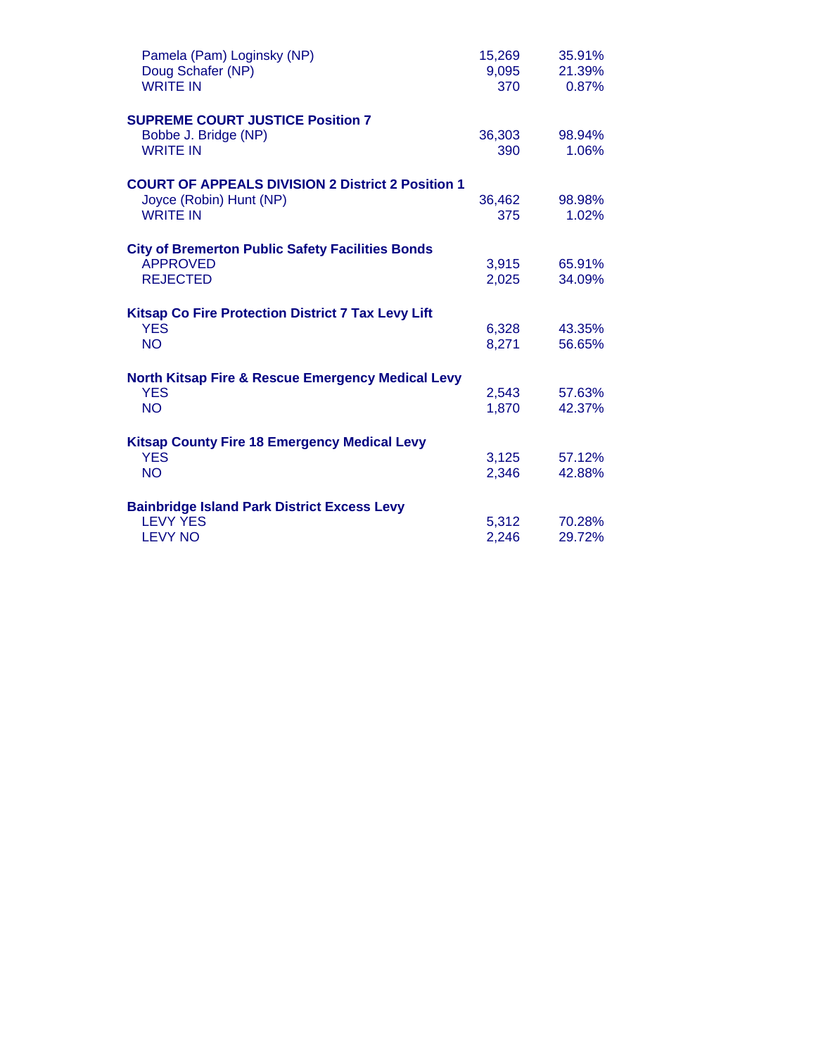| | | |
|---|---|---|
| Pamela (Pam) Loginsky (NP) | 15,269 | 35.91% |
| Doug Schafer (NP) | 9,095 | 21.39% |
| WRITE IN | 370 | 0.87% |

**SUPREME COURT JUSTICE Position 7**

| | | |
|---|---|---|
| Bobbe J. Bridge (NP) | 36,303 | 98.94% |
| WRITE IN | 390 | 1.06% |

**COURT OF APPEALS DIVISION 2 District 2 Position 1**

| | | |
|---|---|---|
| Joyce (Robin) Hunt (NP) | 36,462 | 98.98% |
| WRITE IN | 375 | 1.02% |

**City of Bremerton Public Safety Facilities Bonds**

| | | |
|---|---|---|
| APPROVED | 3,915 | 65.91% |
| REJECTED | 2,025 | 34.09% |

**Kitsap Co Fire Protection District 7 Tax Levy Lift**

| | | |
|---|---|---|
| YES | 6,328 | 43.35% |
| NO | 8,271 | 56.65% |

**North Kitsap Fire & Rescue Emergency Medical Levy**

| | | |
|---|---|---|
| YES | 2,543 | 57.63% |
| NO | 1,870 | 42.37% |

**Kitsap County Fire 18 Emergency Medical Levy**

| | | |
|---|---|---|
| YES | 3,125 | 57.12% |
| NO | 2,346 | 42.88% |

**Bainbridge Island Park District Excess Levy**

| | | |
|---|---|---|
| LEVY YES | 5,312 | 70.28% |
| LEVY NO | 2,246 | 29.72% |